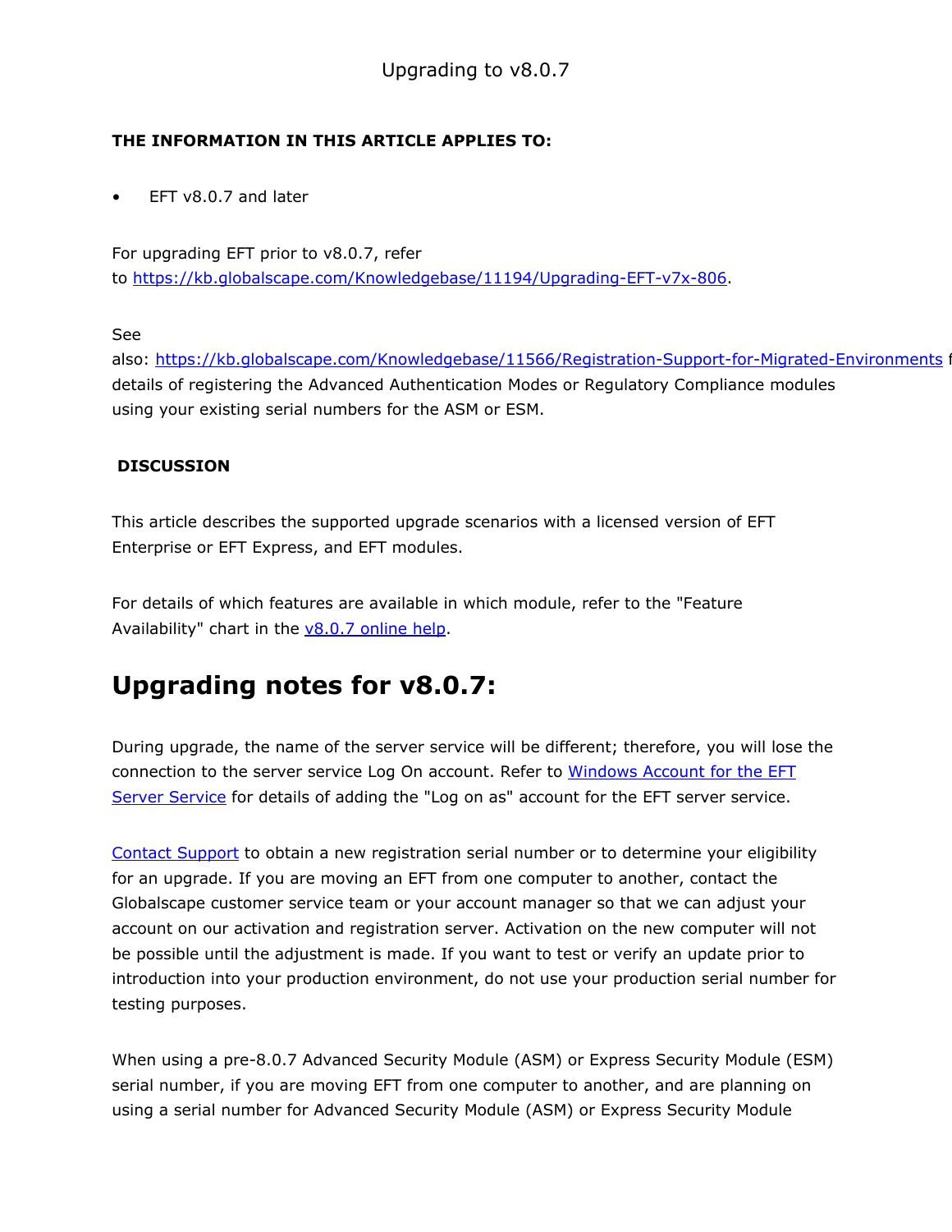# Upgrading to v8.0.7

**THE INFORMATION IN THIS ARTICLE APPLIES TO:**

- EFT v8.0.7 and later

For upgrading EFT prior to v8.0.7, refer to https://kb.globalscape.com/Knowledgebase/11194/Upgrading-EFT-v7x-806.

See also: https://kb.globalscape.com/Knowledgebase/11566/Registration-Support-for-Migrated-Environments f details of registering the Advanced Authentication Modes or Regulatory Compliance modules using your existing serial numbers for the ASM or ESM.

**DISCUSSION**

This article describes the supported upgrade scenarios with a licensed version of EFT Enterprise or EFT Express, and EFT modules.

For details of which features are available in which module, refer to the "Feature Availability" chart in the v8.0.7 online help.

## Upgrading notes for v8.0.7:

During upgrade, the name of the server service will be different; therefore, you will lose the connection to the server service Log On account. Refer to Windows Account for the EFT Server Service for details of adding the "Log on as" account for the EFT server service.

Contact Support to obtain a new registration serial number or to determine your eligibility for an upgrade. If you are moving an EFT from one computer to another, contact the Globalscape customer service team or your account manager so that we can adjust your account on our activation and registration server. Activation on the new computer will not be possible until the adjustment is made. If you want to test or verify an update prior to introduction into your production environment, do not use your production serial number for testing purposes.

When using a pre-8.0.7 Advanced Security Module (ASM) or Express Security Module (ESM) serial number, if you are moving EFT from one computer to another, and are planning on using a serial number for Advanced Security Module (ASM) or Express Security Module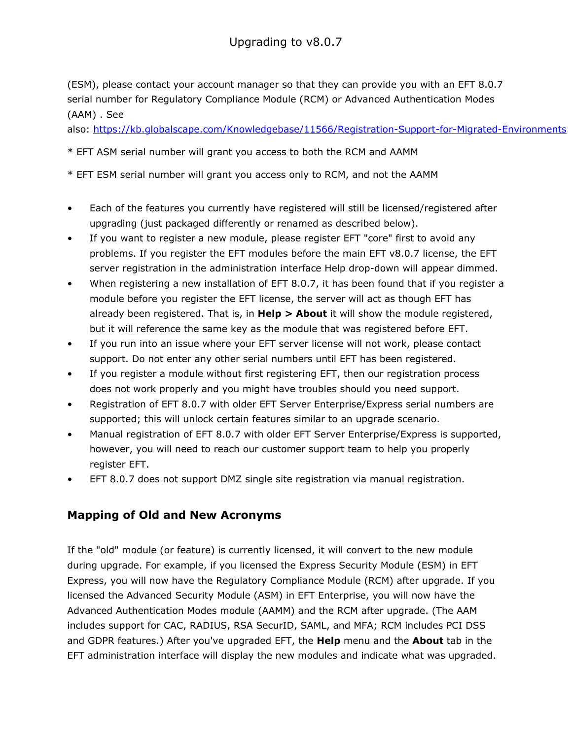(ESM), please contact your account manager so that they can provide you with an EFT 8.0.7 serial number for Regulatory Compliance Module (RCM) or Advanced Authentication Modes (AAM) . See also: [https://kb.globalscape.com/Knowledgebase/11566/Registration-Support-for-Migrated-Environments](https://kb.globalscape.com/Knowledgebase/11566/Registration-Support-for-Migrated-Environments)

* EFT ASM serial number will grant you access to both the RCM and AAMM

* EFT ESM serial number will grant you access only to RCM, and not the AAMM

- Each of the features you currently have registered will still be licensed/registered after upgrading (just packaged differently or renamed as described below).
- If you want to register a new module, please register EFT "core" first to avoid any problems. If you register the EFT modules before the main EFT v8.0.7 license, the EFT server registration in the administration interface Help drop-down will appear dimmed.
- When registering a new installation of EFT 8.0.7, it has been found that if you register a module before you register the EFT license, the server will act as though EFT has already been registered. That is, in **Help > About** it will show the module registered, but it will reference the same key as the module that was registered before EFT.
- If you run into an issue where your EFT server license will not work, please contact support. Do not enter any other serial numbers until EFT has been registered.
- If you register a module without first registering EFT, then our registration process does not work properly and you might have troubles should you need support.
- Registration of EFT 8.0.7 with older EFT Server Enterprise/Express serial numbers are supported; this will unlock certain features similar to an upgrade scenario.
- Manual registration of EFT 8.0.7 with older EFT Server Enterprise/Express is supported, however, you will need to reach our customer support team to help you properly register EFT.
- EFT 8.0.7 does not support DMZ single site registration via manual registration.

## Mapping of Old and New Acronyms

If the "old" module (or feature) is currently licensed, it will convert to the new module during upgrade. For example, if you licensed the Express Security Module (ESM) in EFT Express, you will now have the Regulatory Compliance Module (RCM) after upgrade. If you licensed the Advanced Security Module (ASM) in EFT Enterprise, you will now have the Advanced Authentication Modes module (AAMM) and the RCM after upgrade. (The AAM includes support for CAC, RADIUS, RSA SecurID, SAML, and MFA; RCM includes PCI DSS and GDPR features.) After you've upgraded EFT, the **Help** menu and the **About** tab in the EFT administration interface will display the new modules and indicate what was upgraded.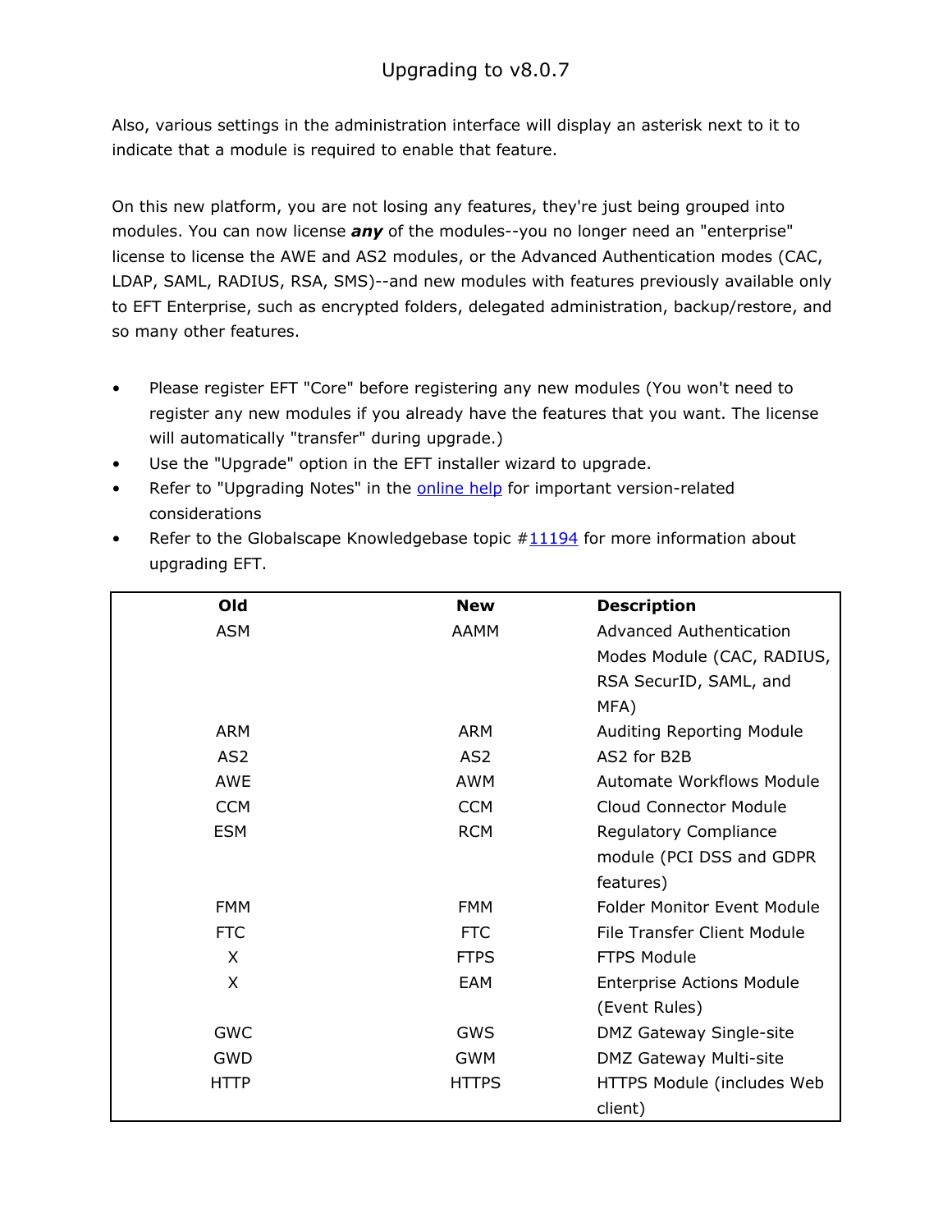Also, various settings in the administration interface will display an asterisk next to it to indicate that a module is required to enable that feature.

On this new platform, you are not losing any features, they're just being grouped into modules. You can now license ***any*** of the modules--you no longer need an "enterprise" license to license the AWE and AS2 modules, or the Advanced Authentication modes (CAC, LDAP, SAML, RADIUS, RSA, SMS)--and new modules with features previously available only to EFT Enterprise, such as encrypted folders, delegated administration, backup/restore, and so many other features.

- Please register EFT "Core" before registering any new modules (You won't need to register any new modules if you already have the features that you want. The license will automatically "transfer" during upgrade.)
- Use the "Upgrade" option in the EFT installer wizard to upgrade.
- Refer to "Upgrading Notes" in the online help for important version-related considerations
- Refer to the Globalscape Knowledgebase topic #11194 for more information about upgrading EFT.

| Old | New | Description |
|---|---|---|
| ASM | AAMM | Advanced Authentication Modes Module (CAC, RADIUS, RSA SecurID, SAML, and MFA) |
| ARM | ARM | Auditing Reporting Module |
| AS2 | AS2 | AS2 for B2B |
| AWE | AWM | Automate Workflows Module |
| CCM | CCM | Cloud Connector Module |
| ESM | RCM | Regulatory Compliance module (PCI DSS and GDPR features) |
| FMM | FMM | Folder Monitor Event Module |
| FTC | FTC | File Transfer Client Module |
| X | FTPS | FTPS Module |
| X | EAM | Enterprise Actions Module (Event Rules) |
| GWC | GWS | DMZ Gateway Single-site |
| GWD | GWM | DMZ Gateway Multi-site |
| HTTP | HTTPS | HTTPS Module (includes Web client) |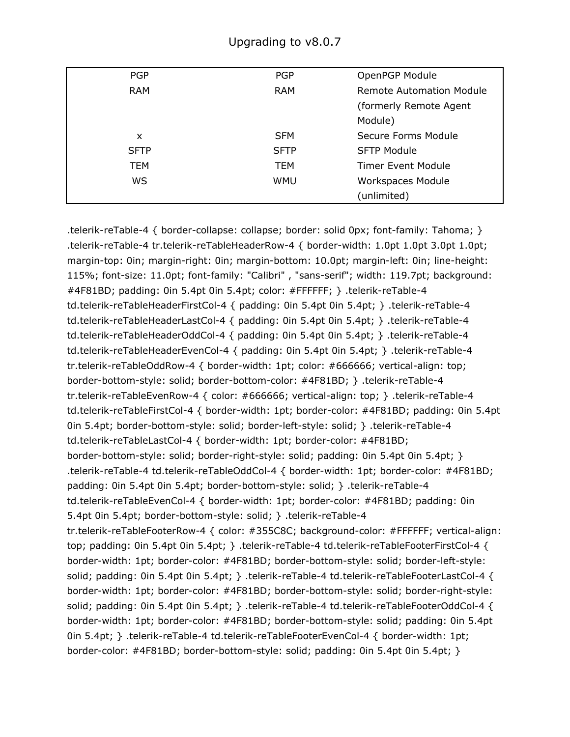| | | |
|---|---|---|
| PGP | PGP | OpenPGP Module |
| RAM | RAM | Remote Automation Module (formerly Remote Agent Module) |
| x | SFM | Secure Forms Module |
| SFTP | SFTP | SFTP Module |
| TEM | TEM | Timer Event Module |
| WS | WMU | Workspaces Module (unlimited) |

.telerik-reTable-4 { border-collapse: collapse; border: solid 0px; font-family: Tahoma; } .telerik-reTable-4 tr.telerik-reTableHeaderRow-4 { border-width: 1.0pt 1.0pt 3.0pt 1.0pt; margin-top: 0in; margin-right: 0in; margin-bottom: 10.0pt; margin-left: 0in; line-height: 115%; font-size: 11.0pt; font-family: "Calibri" , "sans-serif"; width: 119.7pt; background: #4F81BD; padding: 0in 5.4pt 0in 5.4pt; color: #FFFFFF; } .telerik-reTable-4 td.telerik-reTableHeaderFirstCol-4 { padding: 0in 5.4pt 0in 5.4pt; } .telerik-reTable-4 td.telerik-reTableHeaderLastCol-4 { padding: 0in 5.4pt 0in 5.4pt; } .telerik-reTable-4 td.telerik-reTableHeaderOddCol-4 { padding: 0in 5.4pt 0in 5.4pt; } .telerik-reTable-4 td.telerik-reTableHeaderEvenCol-4 { padding: 0in 5.4pt 0in 5.4pt; } .telerik-reTable-4 tr.telerik-reTableOddRow-4 { border-width: 1pt; color: #666666; vertical-align: top; border-bottom-style: solid; border-bottom-color: #4F81BD; } .telerik-reTable-4 tr.telerik-reTableEvenRow-4 { color: #666666; vertical-align: top; } .telerik-reTable-4 td.telerik-reTableFirstCol-4 { border-width: 1pt; border-color: #4F81BD; padding: 0in 5.4pt 0in 5.4pt; border-bottom-style: solid; border-left-style: solid; } .telerik-reTable-4 td.telerik-reTableLastCol-4 { border-width: 1pt; border-color: #4F81BD; border-bottom-style: solid; border-right-style: solid; padding: 0in 5.4pt 0in 5.4pt; } .telerik-reTable-4 td.telerik-reTableOddCol-4 { border-width: 1pt; border-color: #4F81BD; padding: 0in 5.4pt 0in 5.4pt; border-bottom-style: solid; } .telerik-reTable-4 td.telerik-reTableEvenCol-4 { border-width: 1pt; border-color: #4F81BD; padding: 0in 5.4pt 0in 5.4pt; border-bottom-style: solid; } .telerik-reTable-4 tr.telerik-reTableFooterRow-4 { color: #355C8C; background-color: #FFFFFF; vertical-align: top; padding: 0in 5.4pt 0in 5.4pt; } .telerik-reTable-4 td.telerik-reTableFooterFirstCol-4 { border-width: 1pt; border-color: #4F81BD; border-bottom-style: solid; border-left-style: solid; padding: 0in 5.4pt 0in 5.4pt; } .telerik-reTable-4 td.telerik-reTableFooterLastCol-4 { border-width: 1pt; border-color: #4F81BD; border-bottom-style: solid; border-right-style: solid; padding: 0in 5.4pt 0in 5.4pt; } .telerik-reTable-4 td.telerik-reTableFooterOddCol-4 { border-width: 1pt; border-color: #4F81BD; border-bottom-style: solid; padding: 0in 5.4pt 0in 5.4pt; } .telerik-reTable-4 td.telerik-reTableFooterEvenCol-4 { border-width: 1pt; border-color: #4F81BD; border-bottom-style: solid; padding: 0in 5.4pt 0in 5.4pt; }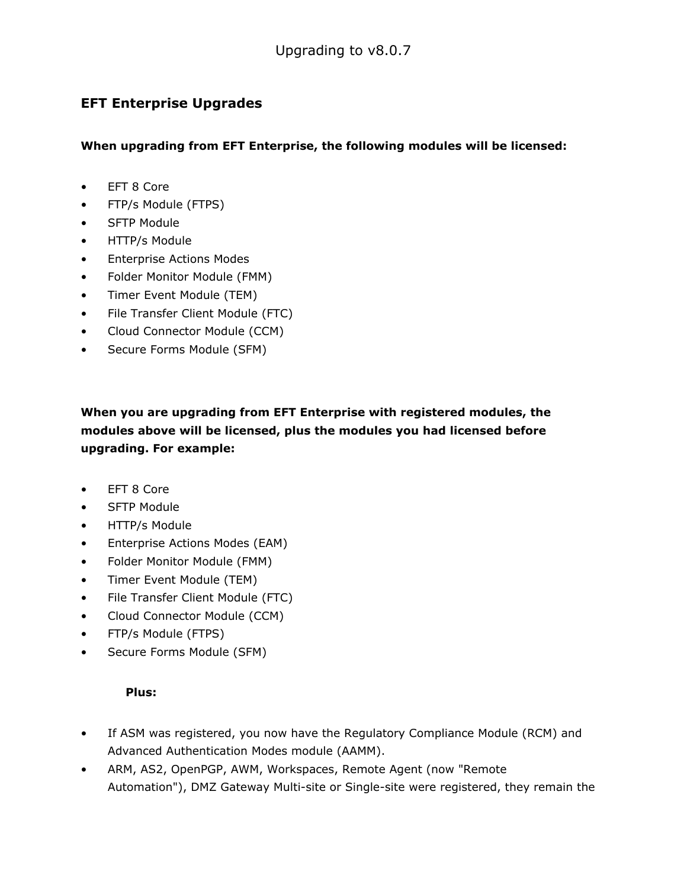## EFT Enterprise Upgrades

**When upgrading from EFT Enterprise, the following modules will be licensed:**

- EFT 8 Core
- FTP/s Module (FTPS)
- SFTP Module
- HTTP/s Module
- Enterprise Actions Modes
- Folder Monitor Module (FMM)
- Timer Event Module (TEM)
- File Transfer Client Module (FTC)
- Cloud Connector Module (CCM)
- Secure Forms Module (SFM)

**When you are upgrading from EFT Enterprise with registered modules, the modules above will be licensed, plus the modules you had licensed before upgrading. For example:**

- EFT 8 Core
- SFTP Module
- HTTP/s Module
- Enterprise Actions Modes (EAM)
- Folder Monitor Module (FMM)
- Timer Event Module (TEM)
- File Transfer Client Module (FTC)
- Cloud Connector Module (CCM)
- FTP/s Module (FTPS)
- Secure Forms Module (SFM)

**Plus:**

- If ASM was registered, you now have the Regulatory Compliance Module (RCM) and Advanced Authentication Modes module (AAMM).
- ARM, AS2, OpenPGP, AWM, Workspaces, Remote Agent (now "Remote Automation"), DMZ Gateway Multi-site or Single-site were registered, they remain the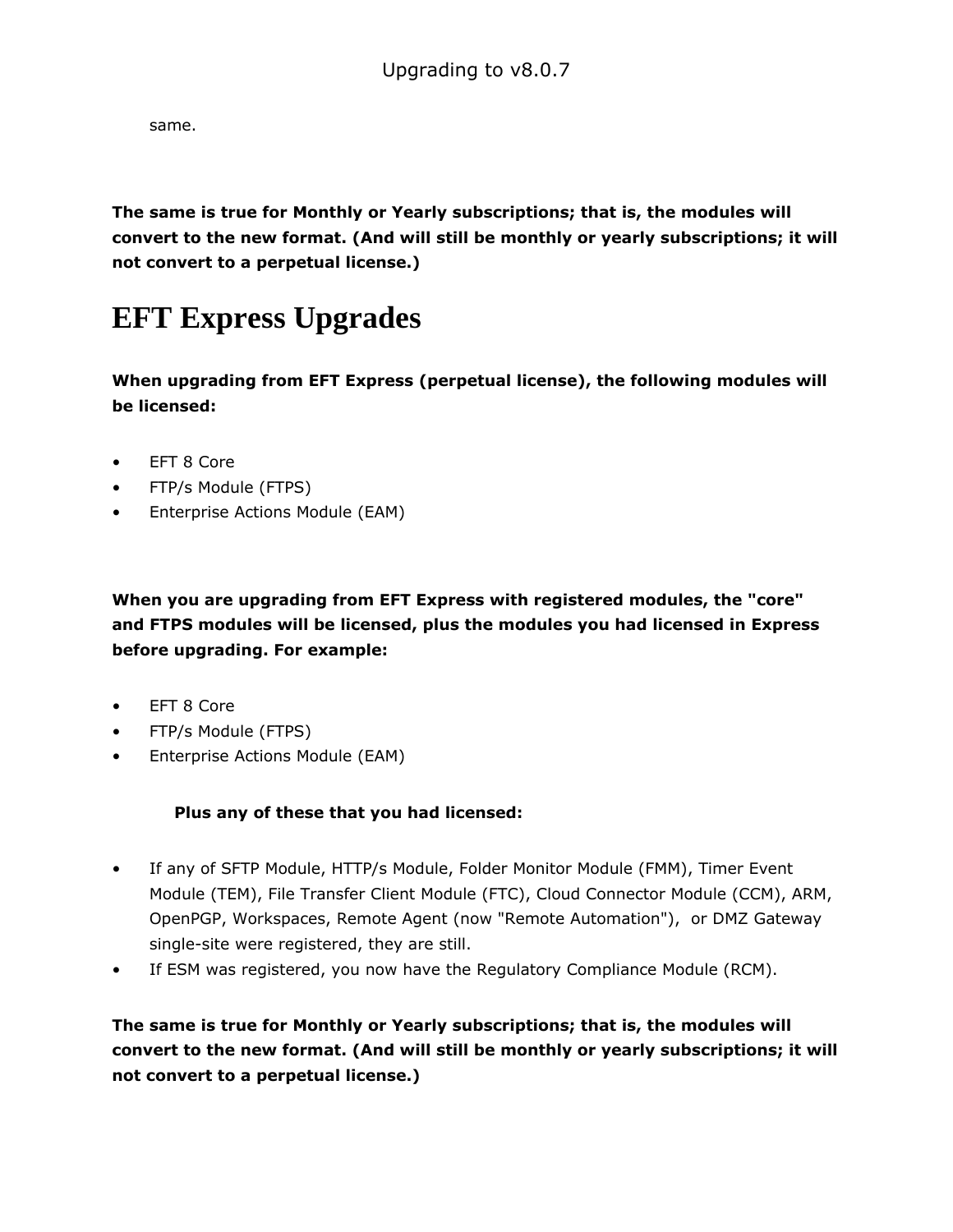same.

**The same is true for Monthly or Yearly subscriptions; that is, the modules will convert to the new format. (And will still be monthly or yearly subscriptions; it will not convert to a perpetual license.)**

# EFT Express Upgrades

**When upgrading from EFT Express (perpetual license), the following modules will be licensed:**

- EFT 8 Core
- FTP/s Module (FTPS)
- Enterprise Actions Module (EAM)

**When you are upgrading from EFT Express with registered modules, the "core" and FTPS modules will be licensed, plus the modules you had licensed in Express before upgrading. For example:**

- EFT 8 Core
- FTP/s Module (FTPS)
- Enterprise Actions Module (EAM)

**Plus any of these that you had licensed:**

- If any of SFTP Module, HTTP/s Module, Folder Monitor Module (FMM), Timer Event Module (TEM), File Transfer Client Module (FTC), Cloud Connector Module (CCM), ARM, OpenPGP, Workspaces, Remote Agent (now "Remote Automation"), or DMZ Gateway single-site were registered, they are still.
- If ESM was registered, you now have the Regulatory Compliance Module (RCM).

**The same is true for Monthly or Yearly subscriptions; that is, the modules will convert to the new format. (And will still be monthly or yearly subscriptions; it will not convert to a perpetual license.)**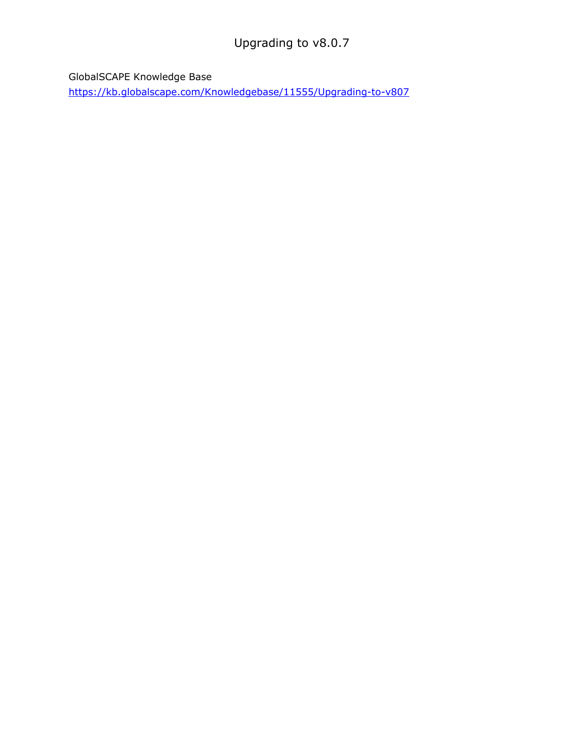Upgrading to v8.0.7

GlobalSCAPE Knowledge Base

https://kb.globalscape.com/Knowledgebase/11555/Upgrading-to-v807